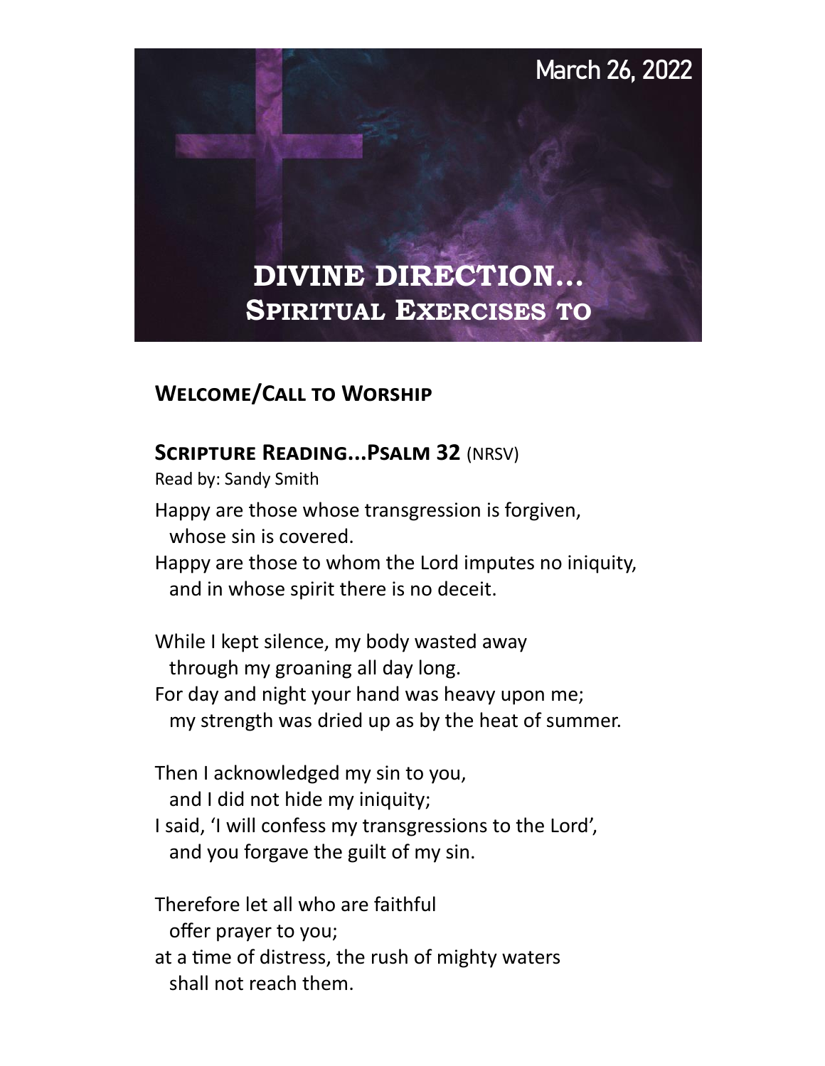March 26, 2022

# DIVINE DIRECTION…
## Spiritual Exercises to

### Welcome/Call to Worship

### Scripture Reading…Psalm 32 (NRSV)

Read by: Sandy Smith

Happy are those whose transgression is forgiven,  
  whose sin is covered.  
Happy are those to whom the Lord imputes no iniquity,  
  and in whose spirit there is no deceit.

While I kept silence, my body wasted away  
  through my groaning all day long.  
For day and night your hand was heavy upon me;  
  my strength was dried up as by the heat of summer.

Then I acknowledged my sin to you,  
  and I did not hide my iniquity;  
I said, 'I will confess my transgressions to the Lord',  
  and you forgave the guilt of my sin.

Therefore let all who are faithful  
  offer prayer to you;  
at a time of distress, the rush of mighty waters  
  shall not reach them.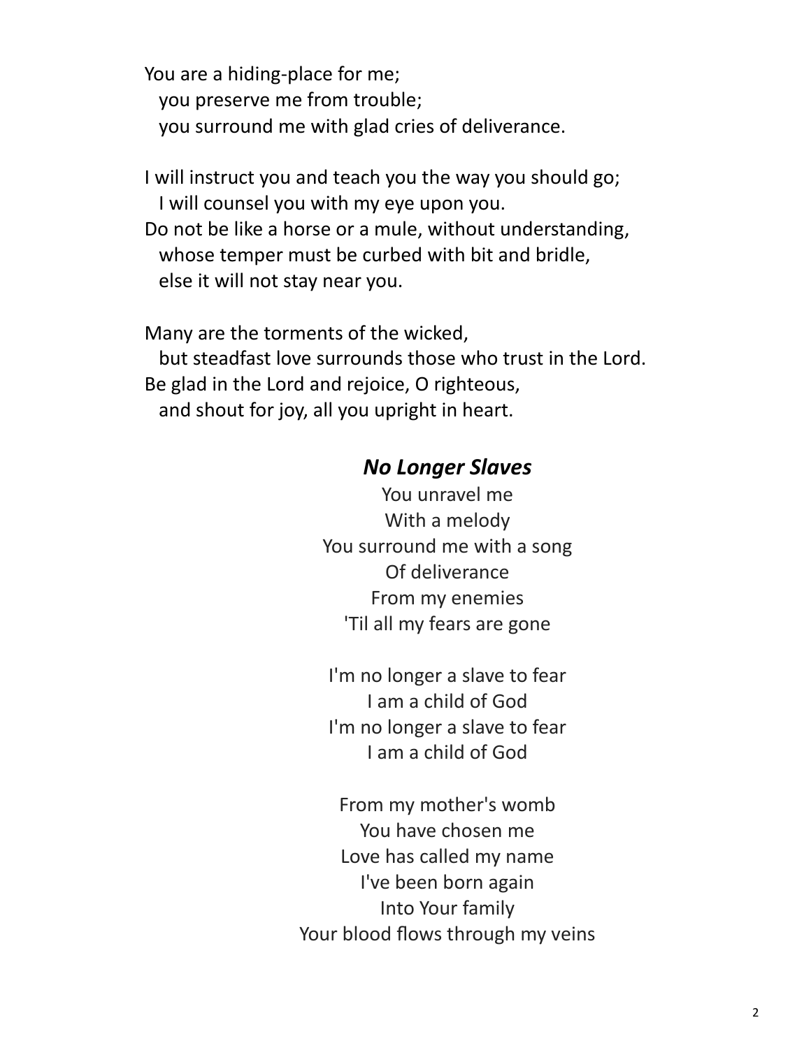You are a hiding-place for me;
  you preserve me from trouble;
  you surround me with glad cries of deliverance.

I will instruct you and teach you the way you should go;
  I will counsel you with my eye upon you.
Do not be like a horse or a mule, without understanding,
  whose temper must be curbed with bit and bridle,
  else it will not stay near you.

Many are the torments of the wicked,
  but steadfast love surrounds those who trust in the Lord.
Be glad in the Lord and rejoice, O righteous,
  and shout for joy, all you upright in heart.

### ***No Longer Slaves***

You unravel me
With a melody
You surround me with a song
Of deliverance
From my enemies
'Til all my fears are gone

I'm no longer a slave to fear
I am a child of God
I'm no longer a slave to fear
I am a child of God

From my mother's womb
You have chosen me
Love has called my name
I've been born again
Into Your family
Your blood flows through my veins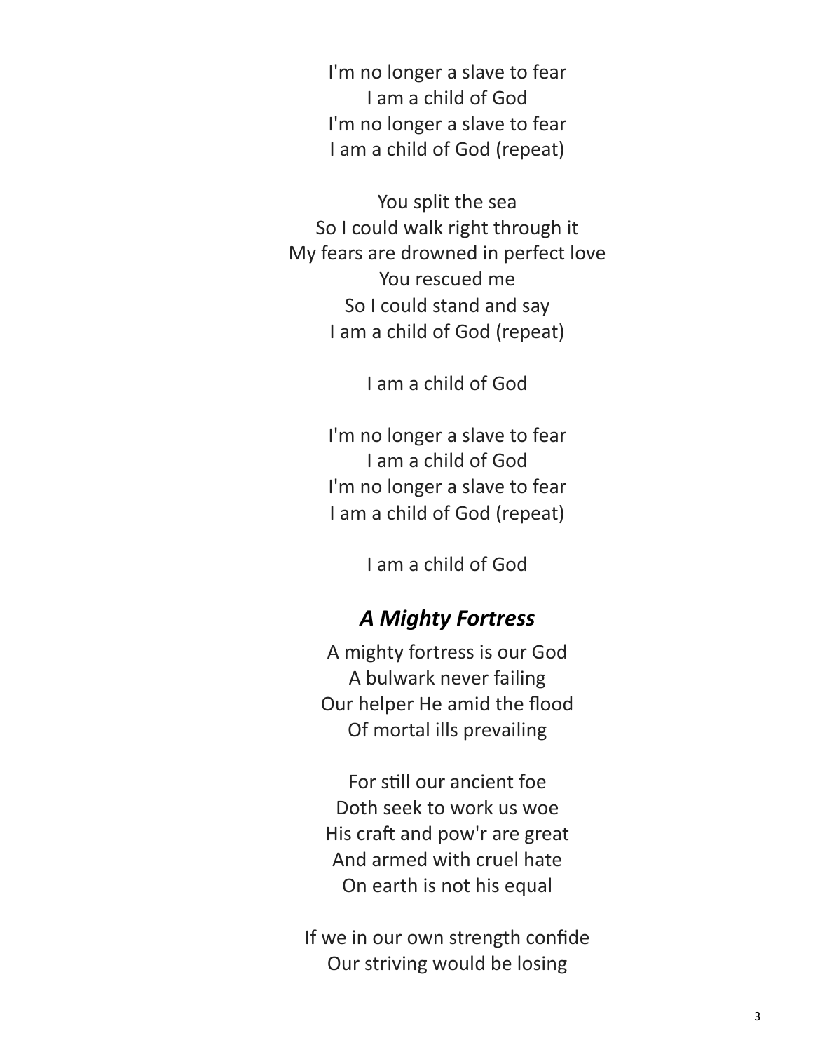I'm no longer a slave to fear
I am a child of God
I'm no longer a slave to fear
I am a child of God (repeat)

You split the sea
So I could walk right through it
My fears are drowned in perfect love
You rescued me
So I could stand and say
I am a child of God (repeat)

I am a child of God

I'm no longer a slave to fear
I am a child of God
I'm no longer a slave to fear
I am a child of God (repeat)

I am a child of God

## *A Mighty Fortress*

A mighty fortress is our God
A bulwark never failing
Our helper He amid the flood
Of mortal ills prevailing

For still our ancient foe
Doth seek to work us woe
His craft and pow'r are great
And armed with cruel hate
On earth is not his equal

If we in our own strength confide
Our striving would be losing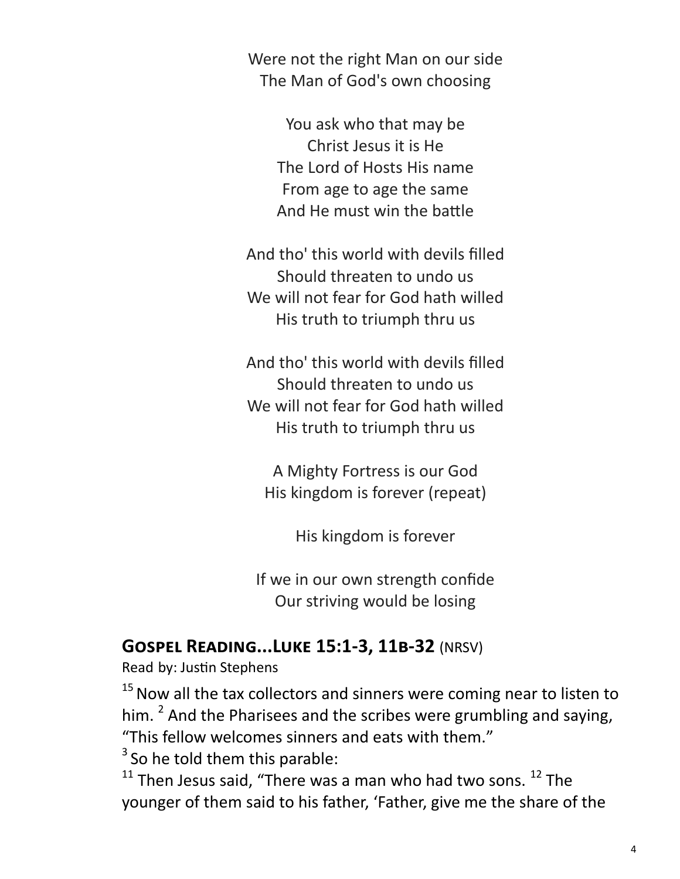Were not the right Man on our side
The Man of God's own choosing

You ask who that may be
Christ Jesus it is He
The Lord of Hosts His name
From age to age the same
And He must win the battle

And tho' this world with devils filled
Should threaten to undo us
We will not fear for God hath willed
His truth to triumph thru us

And tho' this world with devils filled
Should threaten to undo us
We will not fear for God hath willed
His truth to triumph thru us

A Mighty Fortress is our God
His kingdom is forever (repeat)

His kingdom is forever

If we in our own strength confide
Our striving would be losing

## **Gospel Reading...Luke 15:1-3, 11b-32** (NRSV)

Read by: Justin Stephens

[15] Now all the tax collectors and sinners were coming near to listen to him. [2] And the Pharisees and the scribes were grumbling and saying, "This fellow welcomes sinners and eats with them."
[3] So he told them this parable:
[11] Then Jesus said, "There was a man who had two sons. [12] The younger of them said to his father, 'Father, give me the share of the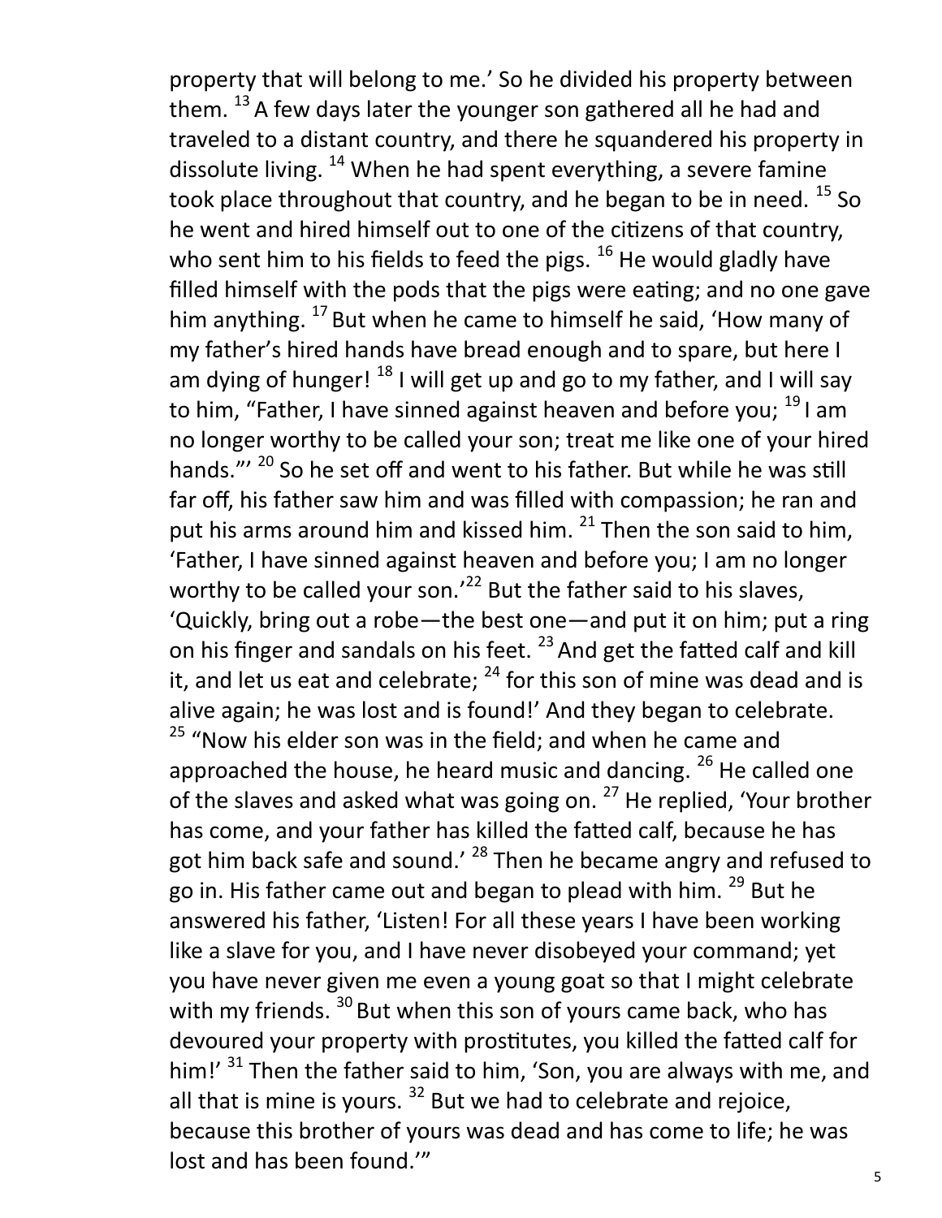property that will belong to me.' So he divided his property between them. [13] A few days later the younger son gathered all he had and traveled to a distant country, and there he squandered his property in dissolute living. [14] When he had spent everything, a severe famine took place throughout that country, and he began to be in need. [15] So he went and hired himself out to one of the citizens of that country, who sent him to his fields to feed the pigs. [16] He would gladly have filled himself with the pods that the pigs were eating; and no one gave him anything. [17] But when he came to himself he said, 'How many of my father's hired hands have bread enough and to spare, but here I am dying of hunger! [18] I will get up and go to my father, and I will say to him, "Father, I have sinned against heaven and before you; [19] I am no longer worthy to be called your son; treat me like one of your hired hands."' [20] So he set off and went to his father. But while he was still far off, his father saw him and was filled with compassion; he ran and put his arms around him and kissed him. [21] Then the son said to him, 'Father, I have sinned against heaven and before you; I am no longer worthy to be called your son.'[22] But the father said to his slaves, 'Quickly, bring out a robe—the best one—and put it on him; put a ring on his finger and sandals on his feet. [23] And get the fatted calf and kill it, and let us eat and celebrate; [24] for this son of mine was dead and is alive again; he was lost and is found!' And they began to celebrate.
[25] "Now his elder son was in the field; and when he came and approached the house, he heard music and dancing. [26] He called one of the slaves and asked what was going on. [27] He replied, 'Your brother has come, and your father has killed the fatted calf, because he has got him back safe and sound.' [28] Then he became angry and refused to go in. His father came out and began to plead with him. [29] But he answered his father, 'Listen! For all these years I have been working like a slave for you, and I have never disobeyed your command; yet you have never given me even a young goat so that I might celebrate with my friends. [30] But when this son of yours came back, who has devoured your property with prostitutes, you killed the fatted calf for him!' [31] Then the father said to him, 'Son, you are always with me, and all that is mine is yours. [32] But we had to celebrate and rejoice, because this brother of yours was dead and has come to life; he was lost and has been found.'"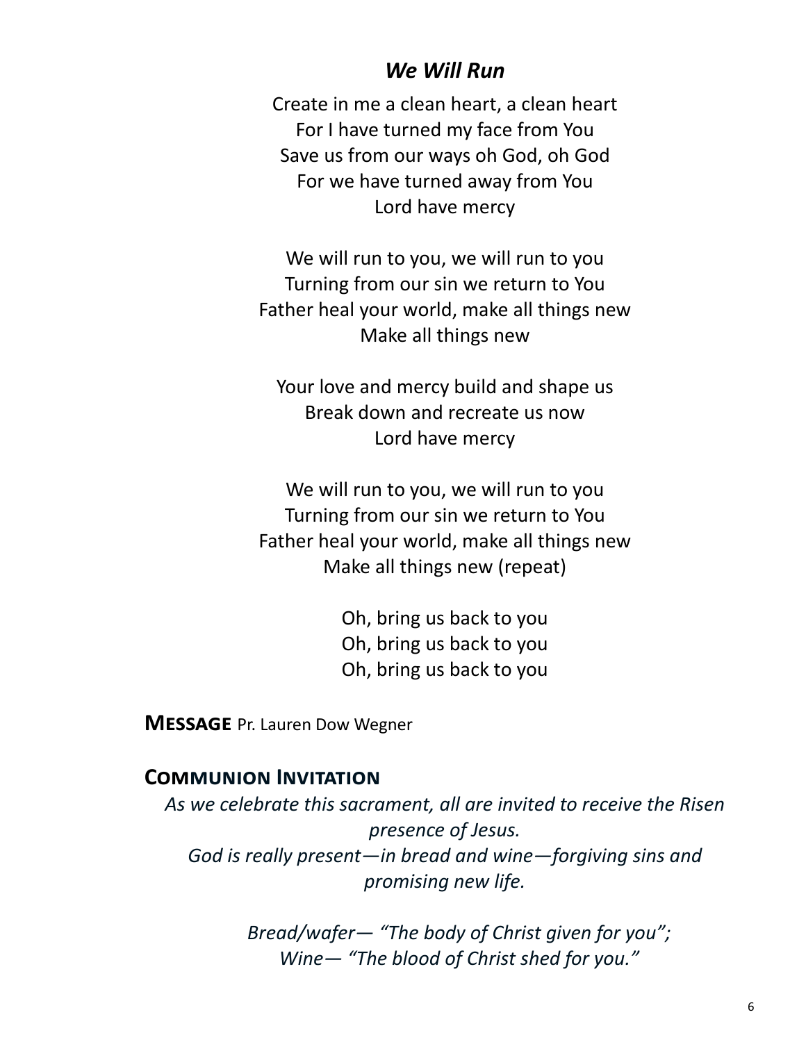## *We Will Run*

Create in me a clean heart, a clean heart
For I have turned my face from You
Save us from our ways oh God, oh God
For we have turned away from You
Lord have mercy

We will run to you, we will run to you
Turning from our sin we return to You
Father heal your world, make all things new
Make all things new

Your love and mercy build and shape us
Break down and recreate us now
Lord have mercy

We will run to you, we will run to you
Turning from our sin we return to You
Father heal your world, make all things new
Make all things new (repeat)

Oh, bring us back to you
Oh, bring us back to you
Oh, bring us back to you

**MESSAGE** Pr. Lauren Dow Wegner

## COMMUNION INVITATION

*As we celebrate this sacrament, all are invited to receive the Risen presence of Jesus.*
*God is really present—in bread and wine—forgiving sins and promising new life.*

*Bread/wafer— "The body of Christ given for you";*
*Wine— "The blood of Christ shed for you."*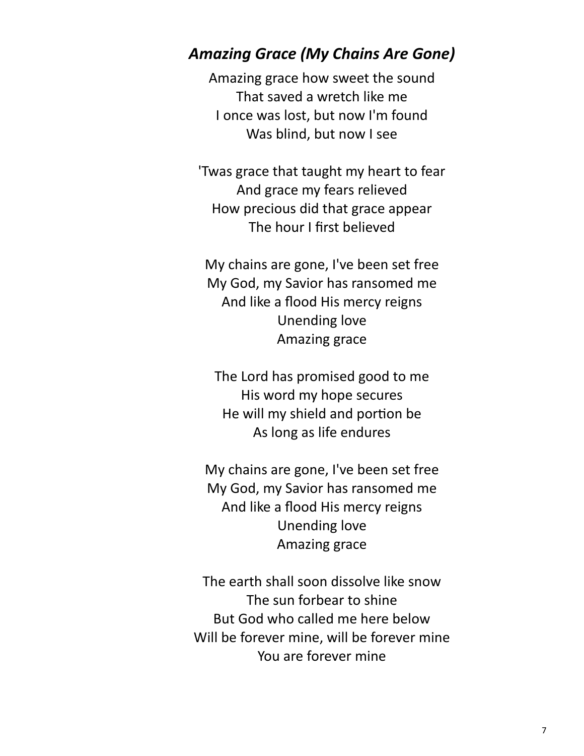### ***Amazing Grace (My Chains Are Gone)***

Amazing grace how sweet the sound  
That saved a wretch like me  
I once was lost, but now I'm found  
Was blind, but now I see

'Twas grace that taught my heart to fear  
And grace my fears relieved  
How precious did that grace appear  
The hour I first believed

My chains are gone, I've been set free  
My God, my Savior has ransomed me  
And like a flood His mercy reigns  
Unending love  
Amazing grace

The Lord has promised good to me  
His word my hope secures  
He will my shield and portion be  
As long as life endures

My chains are gone, I've been set free  
My God, my Savior has ransomed me  
And like a flood His mercy reigns  
Unending love  
Amazing grace

The earth shall soon dissolve like snow  
The sun forbear to shine  
But God who called me here below  
Will be forever mine, will be forever mine  
You are forever mine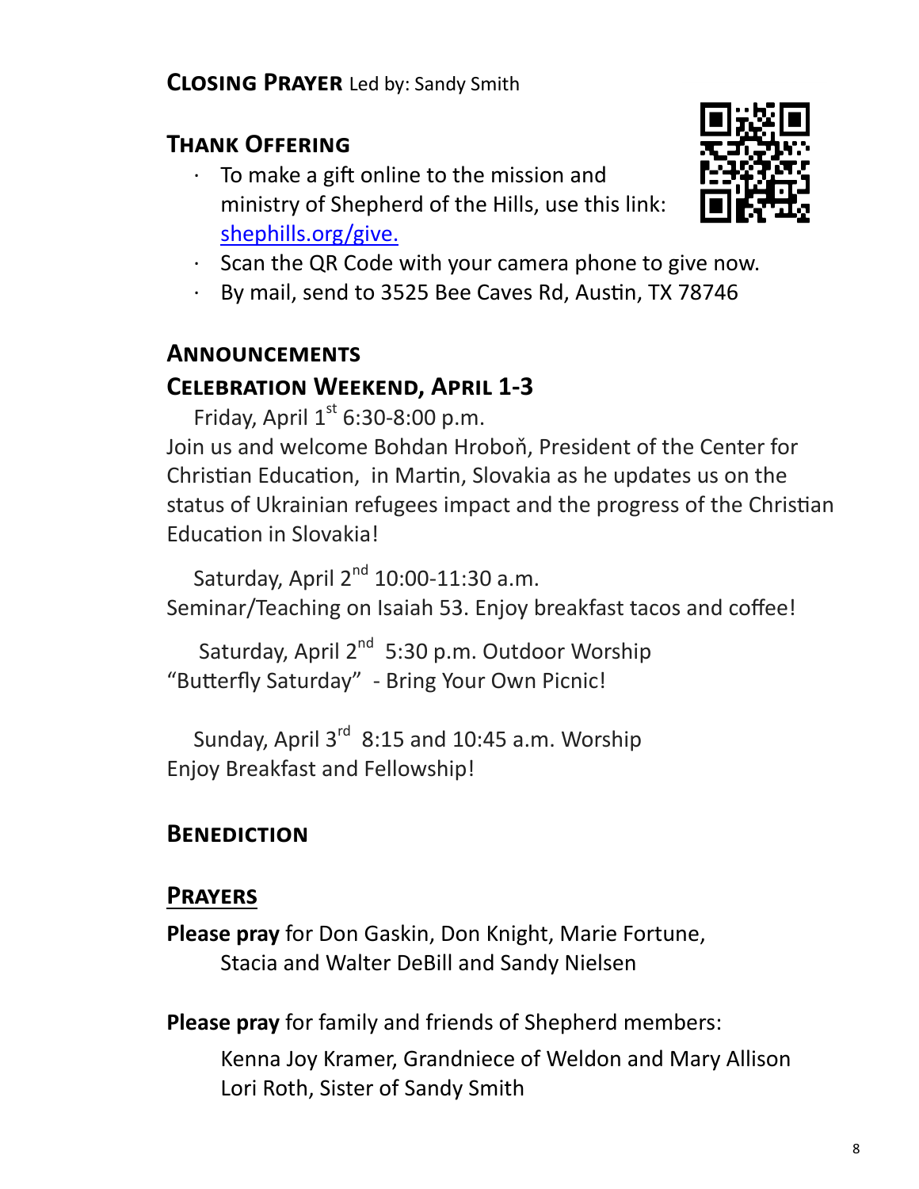## Closing Prayer Led by: Sandy Smith

## Thank Offering

- To make a gift online to the mission and ministry of Shepherd of the Hills, use this link: [shephills.org/give.](https://shephills.org/give)
- Scan the QR Code with your camera phone to give now.
- By mail, send to 3525 Bee Caves Rd, Austin, TX 78746

## Announcements

### Celebration Weekend, April 1-3

Friday, April 1st 6:30-8:00 p.m.
Join us and welcome Bohdan Hroboň, President of the Center for Christian Education, in Martin, Slovakia as he updates us on the status of Ukrainian refugees impact and the progress of the Christian Education in Slovakia!

Saturday, April 2nd 10:00-11:30 a.m.
Seminar/Teaching on Isaiah 53. Enjoy breakfast tacos and coffee!

Saturday, April 2nd 5:30 p.m. Outdoor Worship
"Butterfly Saturday" - Bring Your Own Picnic!

Sunday, April 3rd 8:15 and 10:45 a.m. Worship
Enjoy Breakfast and Fellowship!

## Benediction

## Prayers

**Please pray** for Don Gaskin, Don Knight, Marie Fortune, Stacia and Walter DeBill and Sandy Nielsen

**Please pray** for family and friends of Shepherd members:

Kenna Joy Kramer, Grandniece of Weldon and Mary Allison
Lori Roth, Sister of Sandy Smith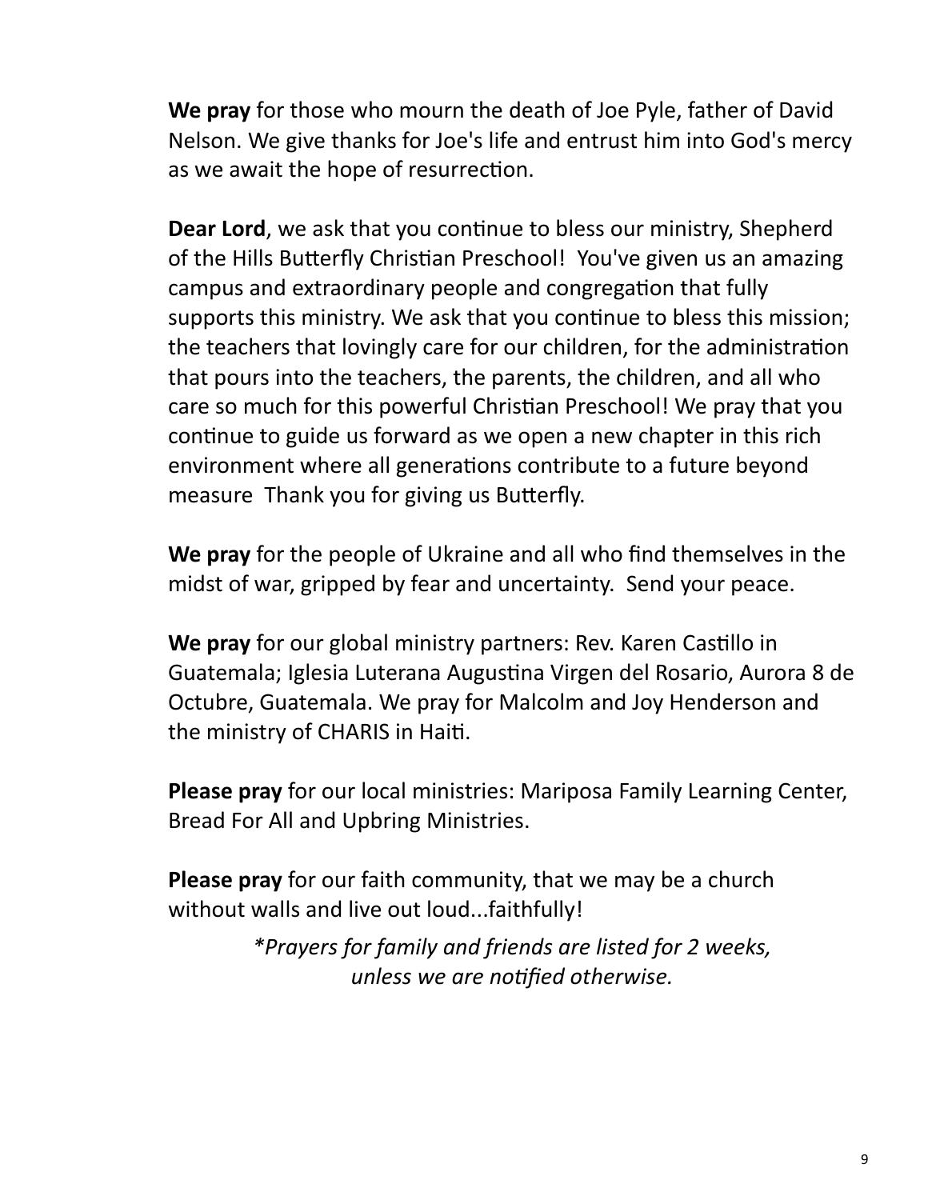**We pray** for those who mourn the death of Joe Pyle, father of David Nelson. We give thanks for Joe's life and entrust him into God's mercy as we await the hope of resurrection.

**Dear Lord**, we ask that you continue to bless our ministry, Shepherd of the Hills Butterfly Christian Preschool! You've given us an amazing campus and extraordinary people and congregation that fully supports this ministry. We ask that you continue to bless this mission; the teachers that lovingly care for our children, for the administration that pours into the teachers, the parents, the children, and all who care so much for this powerful Christian Preschool! We pray that you continue to guide us forward as we open a new chapter in this rich environment where all generations contribute to a future beyond measure Thank you for giving us Butterfly.

**We pray** for the people of Ukraine and all who find themselves in the midst of war, gripped by fear and uncertainty. Send your peace.

**We pray** for our global ministry partners: Rev. Karen Castillo in Guatemala; Iglesia Luterana Augustina Virgen del Rosario, Aurora 8 de Octubre, Guatemala. We pray for Malcolm and Joy Henderson and the ministry of CHARIS in Haiti.

**Please pray** for our local ministries: Mariposa Family Learning Center, Bread For All and Upbring Ministries.

**Please pray** for our faith community, that we may be a church without walls and live out loud...faithfully!

*\*Prayers for family and friends are listed for 2 weeks, unless we are notified otherwise.*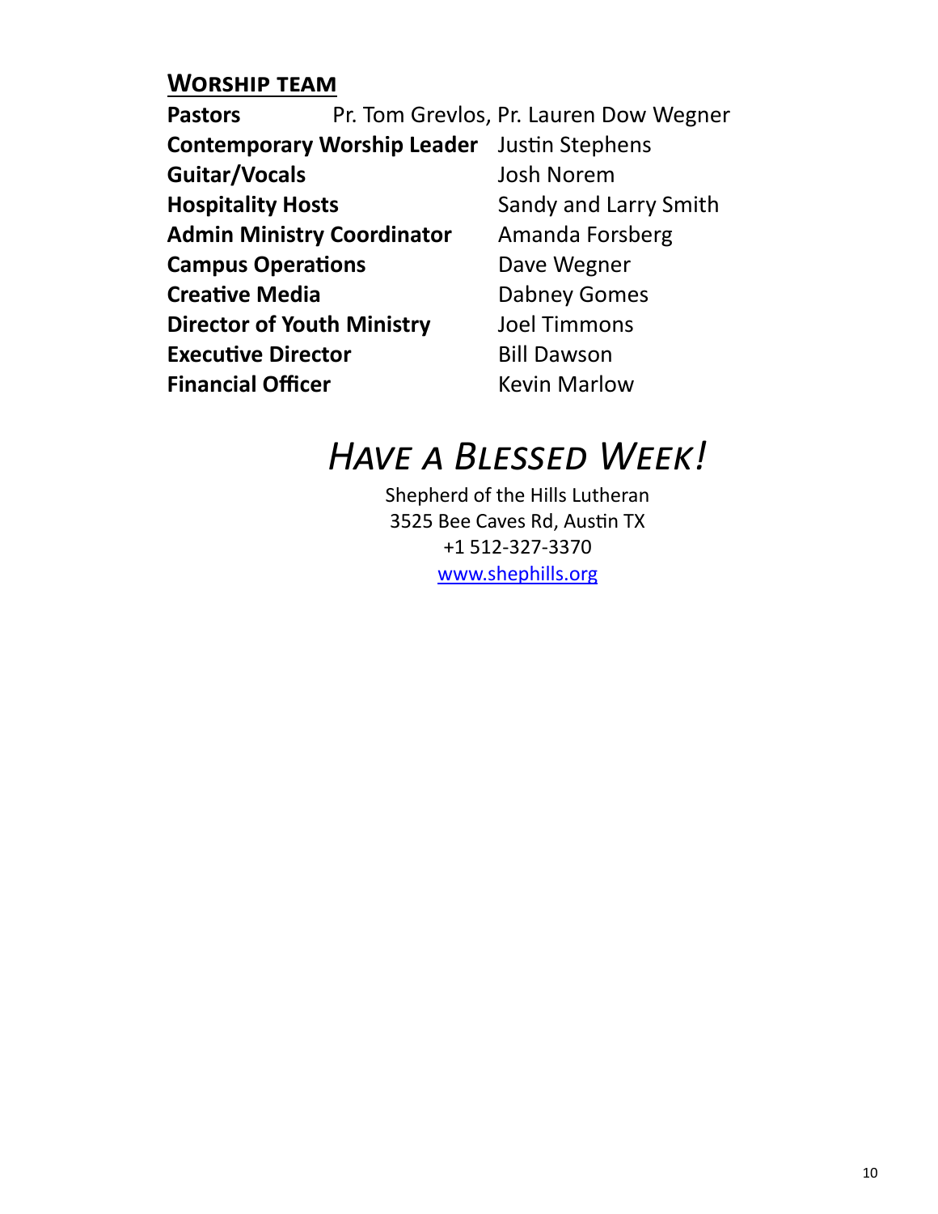## Worship team

**Pastors** Pr. Tom Grevlos, Pr. Lauren Dow Wegner
**Contemporary Worship Leader** Justin Stephens
**Guitar/Vocals** Josh Norem
**Hospitality Hosts** Sandy and Larry Smith
**Admin Ministry Coordinator** Amanda Forsberg
**Campus Operations** Dave Wegner
**Creative Media** Dabney Gomes
**Director of Youth Ministry** Joel Timmons
**Executive Director** Bill Dawson
**Financial Officer** Kevin Marlow

# *Have a Blessed Week!*

Shepherd of the Hills Lutheran
3525 Bee Caves Rd, Austin TX
+1 512-327-3370
www.shephills.org